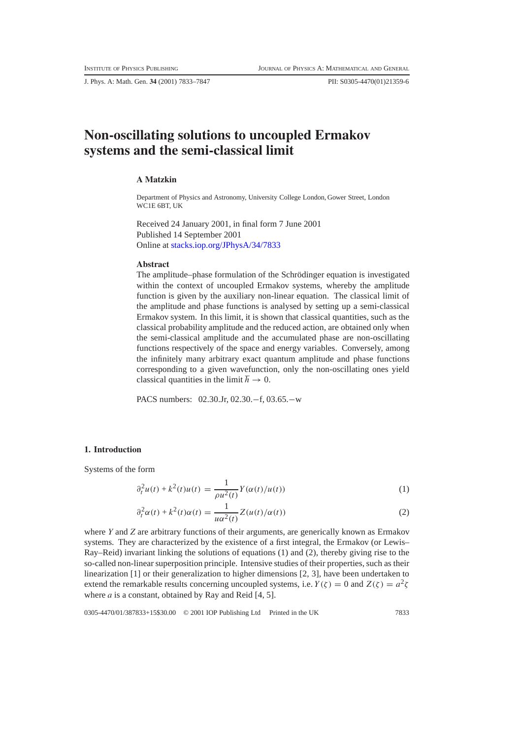# Non-oscillating solutions to uncoupled Ermakov systems and the semi-classical limit

**A Matzkin**

Department of Physics and Astronomy, University College London, Gower Street, London WC1E 6BT, UK

Received 24 January 2001, in final form 7 June 2001
Published 14 September 2001
Online at stacks.iop.org/JPhysA/34/7833

### Abstract

The amplitude–phase formulation of the Schrödinger equation is investigated within the context of uncoupled Ermakov systems, whereby the amplitude function is given by the auxiliary non-linear equation. The classical limit of the amplitude and phase functions is analysed by setting up a semi-classical Ermakov system. In this limit, it is shown that classical quantities, such as the classical probability amplitude and the reduced action, are obtained only when the semi-classical amplitude and the accumulated phase are non-oscillating functions respectively of the space and energy variables. Conversely, among the infinitely many arbitrary exact quantum amplitude and phase functions corresponding to a given wavefunction, only the non-oscillating ones yield classical quantities in the limit $\hbar \to 0$.

PACS numbers: 02.30.Jr, 02.30.−f, 03.65.−w

## 1. Introduction

Systems of the form

$$\partial_t^2 u(t) + k^2(t)u(t) = \frac{1}{\rho u^2(t)} Y(\alpha(t)/u(t)) \tag{1}$$

$$\partial_t^2 \alpha(t) + k^2(t)\alpha(t) = \frac{1}{u\alpha^2(t)} Z(u(t)/\alpha(t)) \tag{2}$$

where $Y$ and $Z$ are arbitrary functions of their arguments, are generically known as Ermakov systems. They are characterized by the existence of a first integral, the Ermakov (or Lewis–Ray–Reid) invariant linking the solutions of equations (1) and (2), thereby giving rise to the so-called non-linear superposition principle. Intensive studies of their properties, such as their linearization [1] or their generalization to higher dimensions [2, 3], have been undertaken to extend the remarkable results concerning uncoupled systems, i.e. $Y(\zeta) = 0$ and $Z(\zeta) = a^2\zeta$ where $a$ is a constant, obtained by Ray and Reid [4, 5].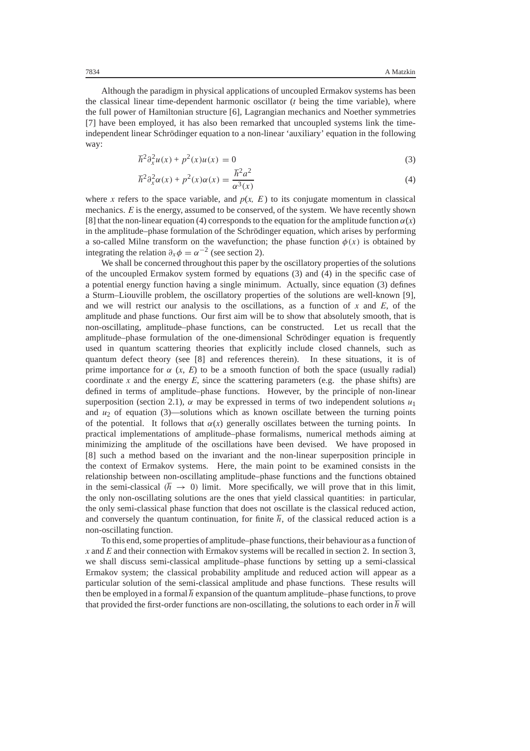Although the paradigm in physical applications of uncoupled Ermakov systems has been the classical linear time-dependent harmonic oscillator ($t$ being the time variable), where the full power of Hamiltonian structure [6], Lagrangian mechanics and Noether symmetries [7] have been employed, it has also been remarked that uncoupled systems link the time-independent linear Schrödinger equation to a non-linear 'auxiliary' equation in the following way:

$$\hbar^2 \partial_x^2 u(x) + p^2(x) u(x) = 0 \tag{3}$$

$$\hbar^2 \partial_x^2 \alpha(x) + p^2(x) \alpha(x) = \frac{\hbar^2 a^2}{\alpha^3(x)} \tag{4}$$

where $x$ refers to the space variable, and $p(x, E)$ to its conjugate momentum in classical mechanics. $E$ is the energy, assumed to be conserved, of the system. We have recently shown [8] that the non-linear equation (4) corresponds to the equation for the amplitude function $\alpha(x)$ in the amplitude–phase formulation of the Schrödinger equation, which arises by performing a so-called Milne transform on the wavefunction; the phase function $\phi(x)$ is obtained by integrating the relation $\partial_x \phi = \alpha^{-2}$ (see section 2).

We shall be concerned throughout this paper by the oscillatory properties of the solutions of the uncoupled Ermakov system formed by equations (3) and (4) in the specific case of a potential energy function having a single minimum. Actually, since equation (3) defines a Sturm–Liouville problem, the oscillatory properties of the solutions are well-known [9], and we will restrict our analysis to the oscillations, as a function of $x$ and $E$, of the amplitude and phase functions. Our first aim will be to show that absolutely smooth, that is non-oscillating, amplitude–phase functions, can be constructed. Let us recall that the amplitude–phase formulation of the one-dimensional Schrödinger equation is frequently used in quantum scattering theories that explicitly include closed channels, such as quantum defect theory (see [8] and references therein). In these situations, it is of prime importance for $\alpha$ $(x, E)$ to be a smooth function of both the space (usually radial) coordinate $x$ and the energy $E$, since the scattering parameters (e.g. the phase shifts) are defined in terms of amplitude–phase functions. However, by the principle of non-linear superposition (section 2.1), $\alpha$ may be expressed in terms of two independent solutions $u_1$ and $u_2$ of equation (3)—solutions which as known oscillate between the turning points of the potential. It follows that $\alpha(x)$ generally oscillates between the turning points. In practical implementations of amplitude–phase formalisms, numerical methods aiming at minimizing the amplitude of the oscillations have been devised. We have proposed in [8] such a method based on the invariant and the non-linear superposition principle in the context of Ermakov systems. Here, the main point to be examined consists in the relationship between non-oscillating amplitude–phase functions and the functions obtained in the semi-classical ($\hbar \to 0$) limit. More specifically, we will prove that in this limit, the only non-oscillating solutions are the ones that yield classical quantities: in particular, the only semi-classical phase function that does not oscillate is the classical reduced action, and conversely the quantum continuation, for finite $\hbar$, of the classical reduced action is a non-oscillating function.

To this end, some properties of amplitude–phase functions, their behaviour as a function of $x$ and $E$ and their connection with Ermakov systems will be recalled in section 2. In section 3, we shall discuss semi-classical amplitude–phase functions by setting up a semi-classical Ermakov system; the classical probability amplitude and reduced action will appear as a particular solution of the semi-classical amplitude and phase functions. These results will then be employed in a formal $\hbar$ expansion of the quantum amplitude–phase functions, to prove that provided the first-order functions are non-oscillating, the solutions to each order in $\hbar$ will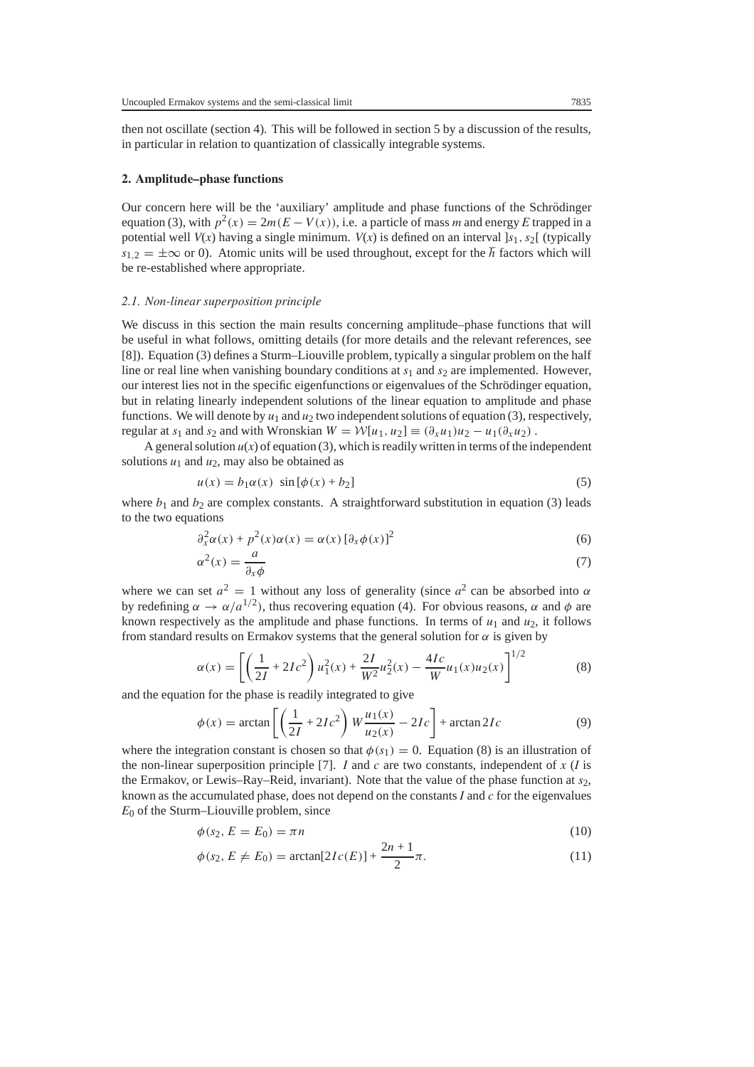then not oscillate (section 4). This will be followed in section 5 by a discussion of the results, in particular in relation to quantization of classically integrable systems.

## 2. Amplitude–phase functions

Our concern here will be the 'auxiliary' amplitude and phase functions of the Schrödinger equation (3), with $p^2(x) = 2m(E - V(x))$, i.e. a particle of mass $m$ and energy $E$ trapped in a potential well $V(x)$ having a single minimum. $V(x)$ is defined on an interval $]s_1, s_2[$ (typically $s_{1,2} = \pm\infty$ or 0). Atomic units will be used throughout, except for the $\hbar$ factors which will be re-established where appropriate.

### 2.1. Non-linear superposition principle

We discuss in this section the main results concerning amplitude–phase functions that will be useful in what follows, omitting details (for more details and the relevant references, see [8]). Equation (3) defines a Sturm–Liouville problem, typically a singular problem on the half line or real line when vanishing boundary conditions at $s_1$ and $s_2$ are implemented. However, our interest lies not in the specific eigenfunctions or eigenvalues of the Schrödinger equation, but in relating linearly independent solutions of the linear equation to amplitude and phase functions. We will denote by $u_1$ and $u_2$ two independent solutions of equation (3), respectively, regular at $s_1$ and $s_2$ and with Wronskian $W = \mathcal{W}[u_1, u_2] \equiv (\partial_x u_1)u_2 - u_1(\partial_x u_2)$.

A general solution $u(x)$ of equation (3), which is readily written in terms of the independent solutions $u_1$ and $u_2$, may also be obtained as

$$u(x) = b_1 \alpha(x) \sin[\phi(x) + b_2] \tag{5}$$

where $b_1$ and $b_2$ are complex constants. A straightforward substitution in equation (3) leads to the two equations

$$\partial_x^2 \alpha(x) + p^2(x)\alpha(x) = \alpha(x)[\partial_x \phi(x)]^2 \tag{6}$$

$$\alpha^2(x) = \frac{a}{\partial_x \phi} \tag{7}$$

where we can set $a^2 = 1$ without any loss of generality (since $a^2$ can be absorbed into $\alpha$ by redefining $\alpha \to \alpha/a^{1/2}$), thus recovering equation (4). For obvious reasons, $\alpha$ and $\phi$ are known respectively as the amplitude and phase functions. In terms of $u_1$ and $u_2$, it follows from standard results on Ermakov systems that the general solution for $\alpha$ is given by

$$\alpha(x) = \left[\left(\frac{1}{2I} + 2Ic^2\right)u_1^2(x) + \frac{2I}{W^2}u_2^2(x) - \frac{4Ic}{W}u_1(x)u_2(x)\right]^{1/2} \tag{8}$$

and the equation for the phase is readily integrated to give

$$\phi(x) = \arctan\left[\left(\frac{1}{2I} + 2Ic^2\right)W\frac{u_1(x)}{u_2(x)} - 2Ic\right] + \arctan 2Ic \tag{9}$$

where the integration constant is chosen so that $\phi(s_1) = 0$. Equation (8) is an illustration of the non-linear superposition principle [7]. $I$ and $c$ are two constants, independent of $x$ ($I$ is the Ermakov, or Lewis–Ray–Reid, invariant). Note that the value of the phase function at $s_2$, known as the accumulated phase, does not depend on the constants $I$ and $c$ for the eigenvalues $E_0$ of the Sturm–Liouville problem, since

$$\phi(s_2, E = E_0) = \pi n \tag{10}$$

$$\phi(s_2, E \neq E_0) = \arctan[2Ic(E)] + \frac{2n+1}{2}\pi. \tag{11}$$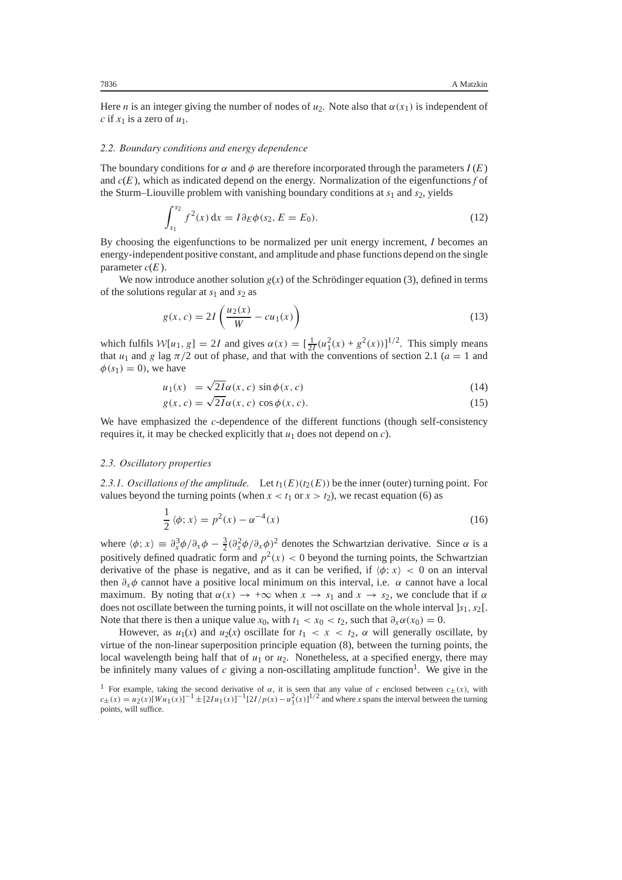Here $n$ is an integer giving the number of nodes of $u_2$. Note also that $\alpha(x_1)$ is independent of $c$ if $x_1$ is a zero of $u_1$.

### 2.2. Boundary conditions and energy dependence

The boundary conditions for $\alpha$ and $\phi$ are therefore incorporated through the parameters $I(E)$ and $c(E)$, which as indicated depend on the energy. Normalization of the eigenfunctions $f$ of the Sturm–Liouville problem with vanishing boundary conditions at $s_1$ and $s_2$, yields

$$\int_{s_1}^{s_2} f^2(x)\,\mathrm{d}x = I\partial_E\phi(s_2, E = E_0). \tag{12}$$

By choosing the eigenfunctions to be normalized per unit energy increment, $I$ becomes an energy-independent positive constant, and amplitude and phase functions depend on the single parameter $c(E)$.

We now introduce another solution $g(x)$ of the Schrödinger equation (3), defined in terms of the solutions regular at $s_1$ and $s_2$ as

$$g(x, c) = 2I\left(\frac{u_2(x)}{W} - cu_1(x)\right) \tag{13}$$

which fulfils $\mathcal{W}[u_1, g] = 2I$ and gives $\alpha(x) = [\frac{1}{2I}(u_1^2(x) + g^2(x))]^{1/2}$. This simply means that $u_1$ and $g$ lag $\pi/2$ out of phase, and that with the conventions of section 2.1 ($a = 1$ and $\phi(s_1) = 0$), we have

$$u_1(x) = \sqrt{2I}\alpha(x, c)\sin\phi(x, c) \tag{14}$$

$$g(x, c) = \sqrt{2I}\alpha(x, c)\cos\phi(x, c). \tag{15}$$

We have emphasized the $c$-dependence of the different functions (though self-consistency requires it, it may be checked explicitly that $u_1$ does not depend on $c$).

### 2.3. Oscillatory properties

*2.3.1. Oscillations of the amplitude.* Let $t_1(E)(t_2(E))$ be the inner (outer) turning point. For values beyond the turning points (when $x < t_1$ or $x > t_2$), we recast equation (6) as

$$\frac{1}{2}\langle\phi; x\rangle = p^2(x) - \alpha^{-4}(x) \tag{16}$$

where $\langle\phi; x\rangle \equiv \partial_x^3\phi/\partial_x\phi - \frac{3}{2}(\partial_x^2\phi/\partial_x\phi)^2$ denotes the Schwartzian derivative. Since $\alpha$ is a positively defined quadratic form and $p^2(x) < 0$ beyond the turning points, the Schwartzian derivative of the phase is negative, and as it can be verified, if $\langle\phi; x\rangle < 0$ on an interval then $\partial_x\phi$ cannot have a positive local minimum on this interval, i.e. $\alpha$ cannot have a local maximum. By noting that $\alpha(x) \to +\infty$ when $x \to s_1$ and $x \to s_2$, we conclude that if $\alpha$ does not oscillate between the turning points, it will not oscillate on the whole interval $]s_1, s_2[$. Note that there is then a unique value $x_0$, with $t_1 < x_0 < t_2$, such that $\partial_x\alpha(x_0) = 0$.

However, as $u_1(x)$ and $u_2(x)$ oscillate for $t_1 < x < t_2$, $\alpha$ will generally oscillate, by virtue of the non-linear superposition principle equation (8), between the turning points, the local wavelength being half that of $u_1$ or $u_2$. Nonetheless, at a specified energy, there may be infinitely many values of $c$ giving a non-oscillating amplitude function[1]. We give in the

[1] For example, taking the second derivative of $\alpha$, it is seen that any value of $c$ enclosed between $c_\pm(x)$, with $c_\pm(x) = u_2(x)[Wu_1(x)]^{-1} \pm [2Iu_1(x)]^{-1}[2I/p(x) - u_1^2(x)]^{1/2}$ and where $x$ spans the interval between the turning points, will suffice.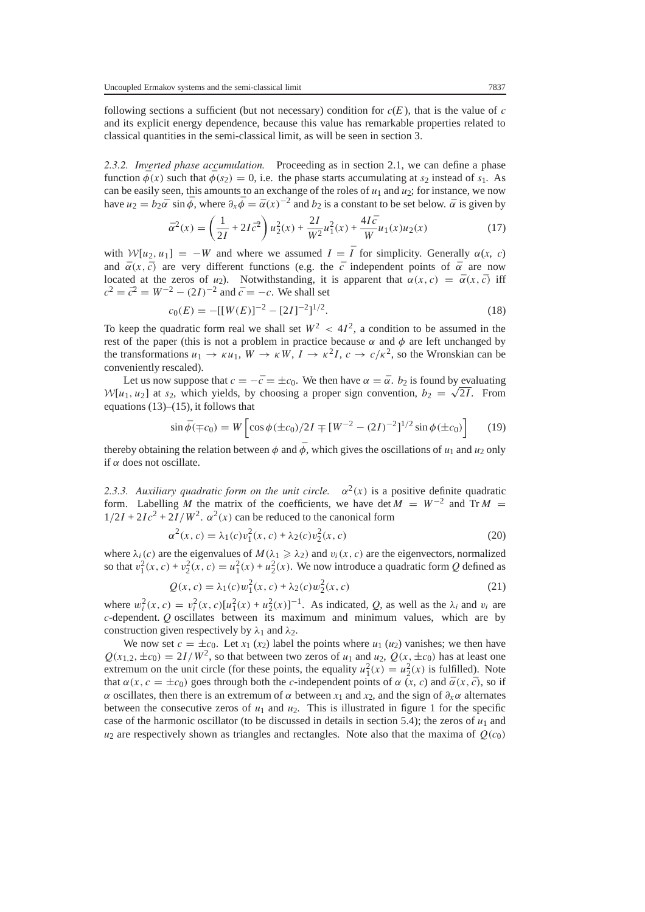following sections a sufficient (but not necessary) condition for $c(E)$, that is the value of $c$ and its explicit energy dependence, because this value has remarkable properties related to classical quantities in the semi-classical limit, as will be seen in section 3.

*2.3.2. Inverted phase accumulation.* Proceeding as in section 2.1, we can define a phase function $\bar{\phi}(x)$ such that $\bar{\phi}(s_2) = 0$, i.e. the phase starts accumulating at $s_2$ instead of $s_1$. As can be easily seen, this amounts to an exchange of the roles of $u_1$ and $u_2$; for instance, we now have $u_2 = b_2\bar{\alpha} \sin\bar{\phi}$, where $\partial_x\bar{\phi} = \bar{\alpha}(x)^{-2}$ and $b_2$ is a constant to be set below. $\bar{\alpha}$ is given by

$$\bar{\alpha}^2(x) = \left(\frac{1}{2I} + 2I\bar{c}^2\right) u_2^2(x) + \frac{2I}{W^2}u_1^2(x) + \frac{4I\bar{c}}{W}u_1(x)u_2(x) \tag{17}$$

with $\mathcal{W}[u_2, u_1] = -W$ and where we assumed $I = \bar{I}$ for simplicity. Generally $\alpha(x, c)$ and $\bar{\alpha}(x, \bar{c})$ are very different functions (e.g. the $\bar{c}$ independent points of $\bar{\alpha}$ are now located at the zeros of $u_2$). Notwithstanding, it is apparent that $\alpha(x, c) = \bar{\alpha}(x, \bar{c})$ iff $c^2 = \bar{c}^2 = W^{-2} - (2I)^{-2}$ and $\bar{c} = -c$. We shall set

$$c_0(E) = -[[W(E)]^{-2} - [2I]^{-2}]^{1/2}. \tag{18}$$

To keep the quadratic form real we shall set $W^2 < 4I^2$, a condition to be assumed in the rest of the paper (this is not a problem in practice because $\alpha$ and $\phi$ are left unchanged by the transformations $u_1 \to \kappa u_1$, $W \to \kappa W$, $I \to \kappa^2 I$, $c \to c/\kappa^2$, so the Wronskian can be conveniently rescaled).

Let us now suppose that $c = -\bar{c} = \pm c_0$. We then have $\alpha = \bar{\alpha}$. $b_2$ is found by evaluating $\mathcal{W}[u_1, u_2]$ at $s_2$, which yields, by choosing a proper sign convention, $b_2 = \sqrt{2I}$. From equations (13)–(15), it follows that

$$\sin\bar{\phi}(\mp c_0) = W\left[\cos\phi(\pm c_0)/2I \mp [W^{-2} - (2I)^{-2}]^{1/2}\sin\phi(\pm c_0)\right] \tag{19}$$

thereby obtaining the relation between $\phi$ and $\bar{\phi}$, which gives the oscillations of $u_1$ and $u_2$ only if $\alpha$ does not oscillate.

*2.3.3. Auxiliary quadratic form on the unit circle.* $\alpha^2(x)$ is a positive definite quadratic form. Labelling $M$ the matrix of the coefficients, we have $\det M = W^{-2}$ and $\mathrm{Tr}\, M = 1/2I + 2Ic^2 + 2I/W^2$. $\alpha^2(x)$ can be reduced to the canonical form

$$\alpha^2(x, c) = \lambda_1(c)v_1^2(x, c) + \lambda_2(c)v_2^2(x, c) \tag{20}$$

where $\lambda_i(c)$ are the eigenvalues of $M(\lambda_1 \geqslant \lambda_2)$ and $v_i(x, c)$ are the eigenvectors, normalized so that $v_1^2(x, c) + v_2^2(x, c) = u_1^2(x) + u_2^2(x)$. We now introduce a quadratic form $Q$ defined as

$$Q(x, c) = \lambda_1(c)w_1^2(x, c) + \lambda_2(c)w_2^2(x, c) \tag{21}$$

where $w_i^2(x, c) = v_i^2(x, c)[u_1^2(x) + u_2^2(x)]^{-1}$. As indicated, $Q$, as well as the $\lambda_i$ and $v_i$ are $c$-dependent. $Q$ oscillates between its maximum and minimum values, which are by construction given respectively by $\lambda_1$ and $\lambda_2$.

We now set $c = \pm c_0$. Let $x_1$ ($x_2$) label the points where $u_1$ ($u_2$) vanishes; we then have $Q(x_{1,2}, \pm c_0) = 2I/W^2$, so that between two zeros of $u_1$ and $u_2$, $Q(x, \pm c_0)$ has at least one extremum on the unit circle (for these points, the equality $u_1^2(x) = u_2^2(x)$ is fulfilled). Note that $\alpha(x, c = \pm c_0)$ goes through both the $c$-independent points of $\alpha$ $(x, c)$ and $\bar{\alpha}(x, \bar{c})$, so if $\alpha$ oscillates, then there is an extremum of $\alpha$ between $x_1$ and $x_2$, and the sign of $\partial_x\alpha$ alternates between the consecutive zeros of $u_1$ and $u_2$. This is illustrated in figure 1 for the specific case of the harmonic oscillator (to be discussed in details in section 5.4); the zeros of $u_1$ and $u_2$ are respectively shown as triangles and rectangles. Note also that the maxima of $Q(c_0)$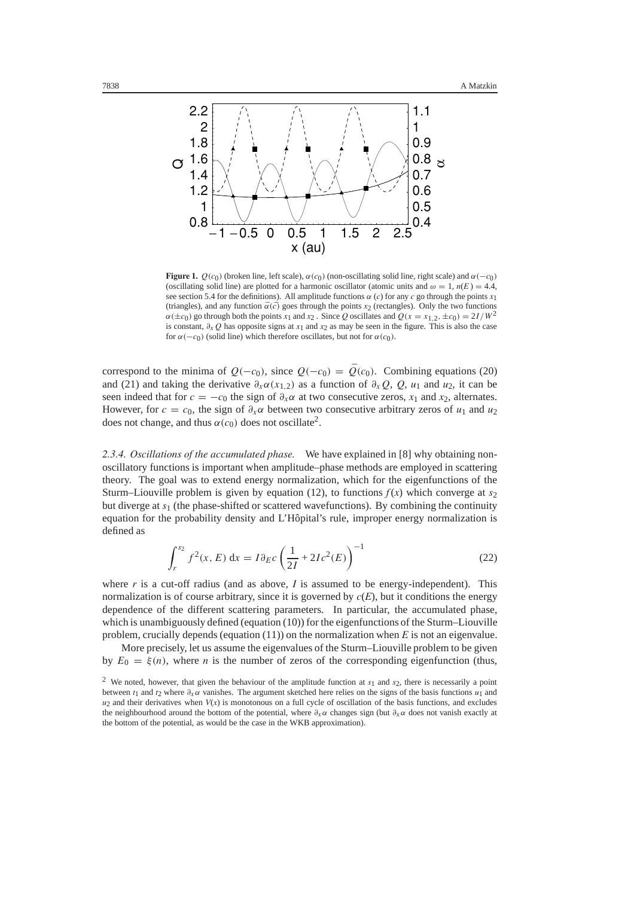**Figure 1.** $Q(c_0)$ (broken line, left scale), $\alpha(c_0)$ (non-oscillating solid line, right scale) and $\alpha(-c_0)$ (oscillating solid line) are plotted for a harmonic oscillator (atomic units and $\omega = 1$, $n(E) = 4.4$, see section 5.4 for the definitions). All amplitude functions $\alpha(c)$ for any $c$ go through the points $x_1$ (triangles), and any function $\bar{\alpha}(\bar{c})$ goes through the points $x_2$ (rectangles). Only the two functions $\alpha(\pm c_0)$ go through both the points $x_1$ and $x_2$. Since $Q$ oscillates and $Q(x = x_{1,2}, \pm c_0) = 2I/W^2$ is constant, $\partial_x Q$ has opposite signs at $x_1$ and $x_2$ as may be seen in the figure. This is also the case for $\alpha(-c_0)$ (solid line) which therefore oscillates, but not for $\alpha(c_0)$.

correspond to the minima of $Q(-c_0)$, since $Q(-c_0) = \bar{Q}(c_0)$. Combining equations (20) and (21) and taking the derivative $\partial_x \alpha(x_{1,2})$ as a function of $\partial_x Q$, $Q$, $u_1$ and $u_2$, it can be seen indeed that for $c = -c_0$ the sign of $\partial_x \alpha$ at two consecutive zeros, $x_1$ and $x_2$, alternates. However, for $c = c_0$, the sign of $\partial_x \alpha$ between two consecutive arbitrary zeros of $u_1$ and $u_2$ does not change, and thus $\alpha(c_0)$ does not oscillate[2].

*2.3.4. Oscillations of the accumulated phase.* We have explained in [8] why obtaining non-oscillatory functions is important when amplitude–phase methods are employed in scattering theory. The goal was to extend energy normalization, which for the eigenfunctions of the Sturm–Liouville problem is given by equation (12), to functions $f(x)$ which converge at $s_2$ but diverge at $s_1$ (the phase-shifted or scattered wavefunctions). By combining the continuity equation for the probability density and L'Hôpital's rule, improper energy normalization is defined as

$$\int_r^{s_2} f^2(x, E)\, \mathrm{d}x = I \partial_E c \left( \frac{1}{2I} + 2Ic^2(E) \right)^{-1} \tag{22}$$

where $r$ is a cut-off radius (and as above, $I$ is assumed to be energy-independent). This normalization is of course arbitrary, since it is governed by $c(E)$, but it conditions the energy dependence of the different scattering parameters. In particular, the accumulated phase, which is unambiguously defined (equation (10)) for the eigenfunctions of the Sturm–Liouville problem, crucially depends (equation (11)) on the normalization when $E$ is not an eigenvalue.

More precisely, let us assume the eigenvalues of the Sturm–Liouville problem to be given by $E_0 = \xi(n)$, where $n$ is the number of zeros of the corresponding eigenfunction (thus,

[2] We noted, however, that given the behaviour of the amplitude function at $s_1$ and $s_2$, there is necessarily a point between $t_1$ and $t_2$ where $\partial_x \alpha$ vanishes. The argument sketched here relies on the signs of the basis functions $u_1$ and $u_2$ and their derivatives when $V(x)$ is monotonous on a full cycle of oscillation of the basis functions, and excludes the neighbourhood around the bottom of the potential, where $\partial_x \alpha$ changes sign (but $\partial_x \alpha$ does not vanish exactly at the bottom of the potential, as would be the case in the WKB approximation).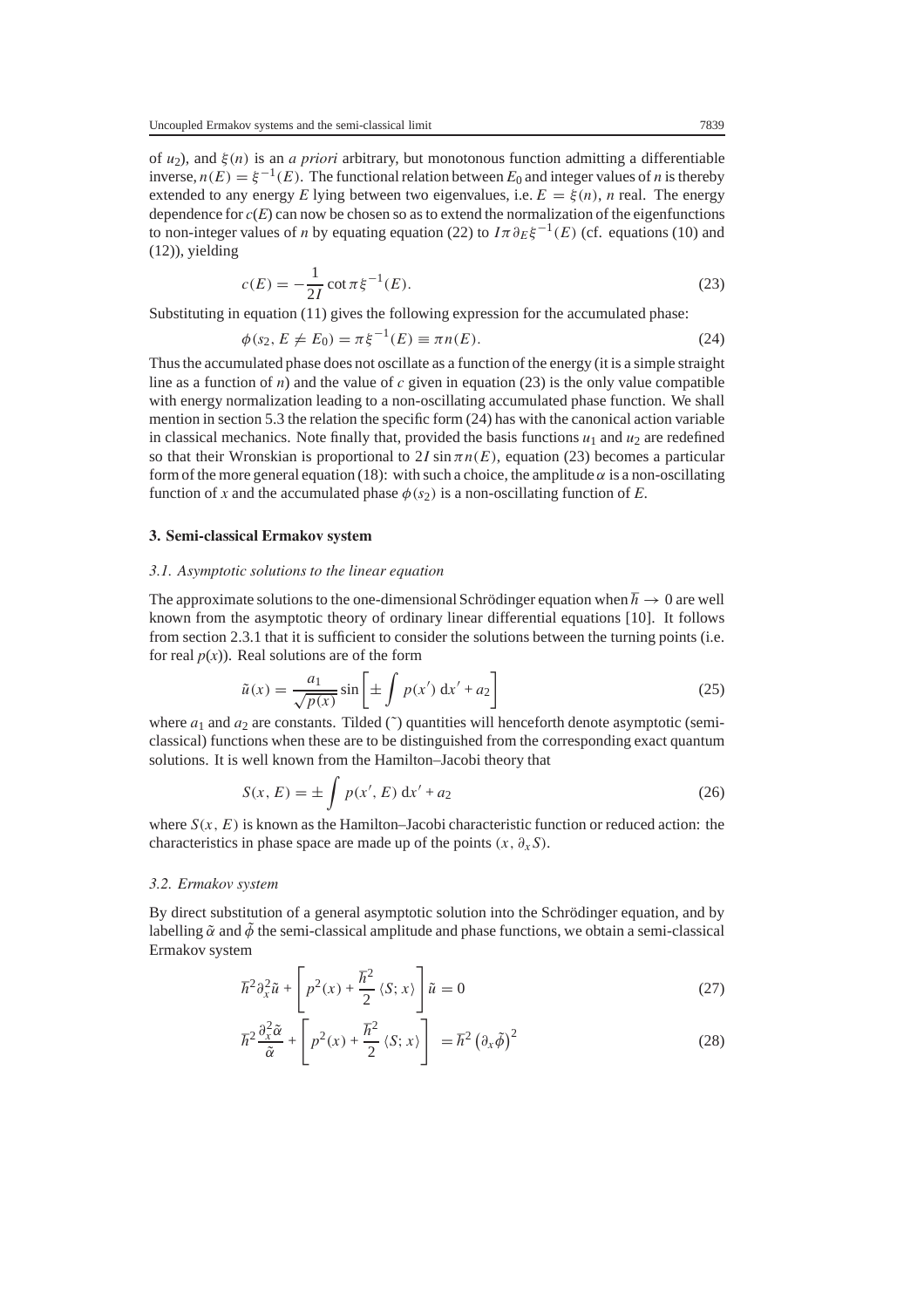of $u_2$), and $\xi(n)$ is an *a priori* arbitrary, but monotonous function admitting a differentiable inverse, $n(E) = \xi^{-1}(E)$. The functional relation between $E_0$ and integer values of $n$ is thereby extended to any energy $E$ lying between two eigenvalues, i.e. $E = \xi(n)$, $n$ real. The energy dependence for $c(E)$ can now be chosen so as to extend the normalization of the eigenfunctions to non-integer values of $n$ by equating equation (22) to $I\pi \partial_E \xi^{-1}(E)$ (cf. equations (10) and (12)), yielding

$$c(E) = -\frac{1}{2I} \cot \pi \xi^{-1}(E). \tag{23}$$

Substituting in equation (11) gives the following expression for the accumulated phase:

$$\phi(s_2, E \neq E_0) = \pi \xi^{-1}(E) \equiv \pi n(E). \tag{24}$$

Thus the accumulated phase does not oscillate as a function of the energy (it is a simple straight line as a function of $n$) and the value of $c$ given in equation (23) is the only value compatible with energy normalization leading to a non-oscillating accumulated phase function. We shall mention in section 5.3 the relation the specific form (24) has with the canonical action variable in classical mechanics. Note finally that, provided the basis functions $u_1$ and $u_2$ are redefined so that their Wronskian is proportional to $2I \sin \pi n(E)$, equation (23) becomes a particular form of the more general equation (18): with such a choice, the amplitude $\alpha$ is a non-oscillating function of $x$ and the accumulated phase $\phi(s_2)$ is a non-oscillating function of $E$.

## 3. Semi-classical Ermakov system

### 3.1. Asymptotic solutions to the linear equation

The approximate solutions to the one-dimensional Schrödinger equation when $\hbar \to 0$ are well known from the asymptotic theory of ordinary linear differential equations [10]. It follows from section 2.3.1 that it is sufficient to consider the solutions between the turning points (i.e. for real $p(x)$). Real solutions are of the form

$$\tilde{u}(x) = \frac{a_1}{\sqrt{p(x)}} \sin\left[\pm \int p(x')\, \mathrm{d}x' + a_2\right] \tag{25}$$

where $a_1$ and $a_2$ are constants. Tilded (˜) quantities will henceforth denote asymptotic (semi-classical) functions when these are to be distinguished from the corresponding exact quantum solutions. It is well known from the Hamilton–Jacobi theory that

$$S(x, E) = \pm \int p(x', E)\, \mathrm{d}x' + a_2 \tag{26}$$

where $S(x, E)$ is known as the Hamilton–Jacobi characteristic function or reduced action: the characteristics in phase space are made up of the points $(x, \partial_x S)$.

### 3.2. Ermakov system

By direct substitution of a general asymptotic solution into the Schrödinger equation, and by labelling $\tilde{\alpha}$ and $\tilde{\phi}$ the semi-classical amplitude and phase functions, we obtain a semi-classical Ermakov system

$$\hbar^2 \partial_x^2 \tilde{u} + \left[p^2(x) + \frac{\hbar^2}{2} \langle S; x\rangle\right] \tilde{u} = 0 \tag{27}$$

$$\hbar^2 \frac{\partial_x^2 \tilde{\alpha}}{\tilde{\alpha}} + \left[p^2(x) + \frac{\hbar^2}{2} \langle S; x\rangle\right] = \hbar^2 \left(\partial_x \tilde{\phi}\right)^2 \tag{28}$$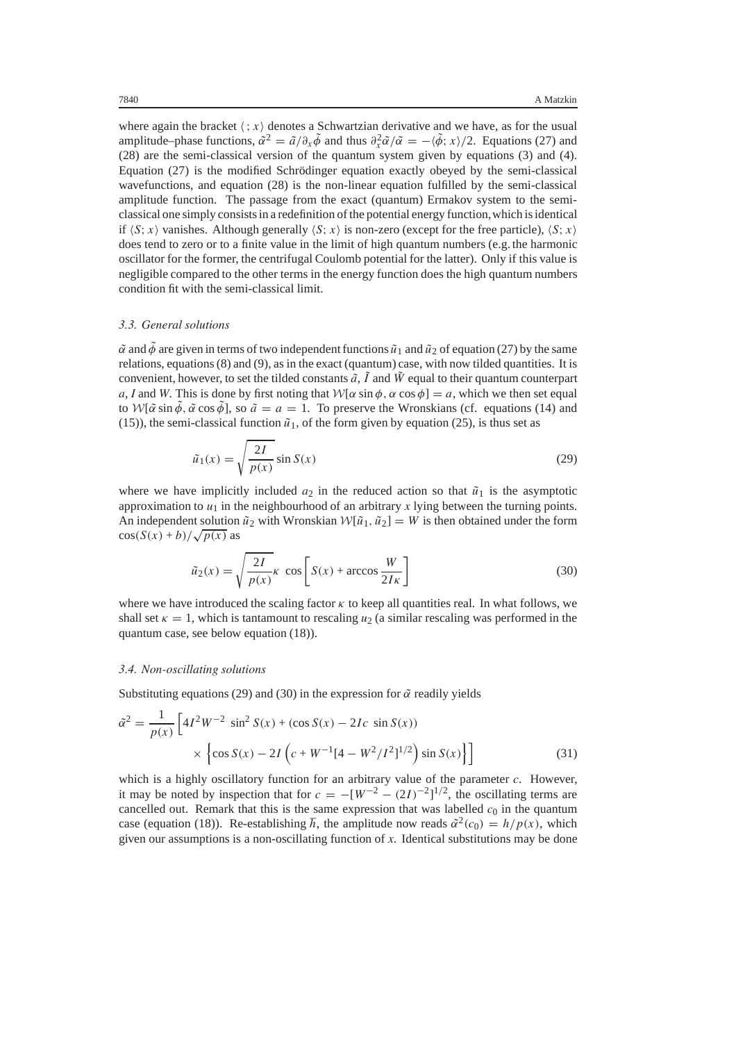where again the bracket $\langle\, ;\, x\rangle$ denotes a Schwartzian derivative and we have, as for the usual amplitude–phase functions, $\tilde{\alpha}^2 = \tilde{a}/\partial_x\tilde{\phi}$ and thus $\partial_x^2\tilde{\alpha}/\tilde{\alpha} = -\langle\tilde{\phi}; x\rangle/2$. Equations (27) and (28) are the semi-classical version of the quantum system given by equations (3) and (4). Equation (27) is the modified Schrödinger equation exactly obeyed by the semi-classical wavefunctions, and equation (28) is the non-linear equation fulfilled by the semi-classical amplitude function. The passage from the exact (quantum) Ermakov system to the semi-classical one simply consists in a redefinition of the potential energy function, which is identical if $\langle S; x\rangle$ vanishes. Although generally $\langle S; x\rangle$ is non-zero (except for the free particle), $\langle S; x\rangle$ does tend to zero or to a finite value in the limit of high quantum numbers (e.g. the harmonic oscillator for the former, the centrifugal Coulomb potential for the latter). Only if this value is negligible compared to the other terms in the energy function does the high quantum numbers condition fit with the semi-classical limit.

### 3.3. General solutions

$\tilde{\alpha}$ and $\tilde{\phi}$ are given in terms of two independent functions $\tilde{u}_1$ and $\tilde{u}_2$ of equation (27) by the same relations, equations (8) and (9), as in the exact (quantum) case, with now tilded quantities. It is convenient, however, to set the tilded constants $\tilde{a}$, $\tilde{I}$ and $\tilde{W}$ equal to their quantum counterpart $a$, $I$ and $W$. This is done by first noting that $\mathcal{W}[\alpha\sin\phi, \alpha\cos\phi] = a$, which we then set equal to $\mathcal{W}[\tilde{\alpha}\sin\tilde{\phi}, \tilde{\alpha}\cos\tilde{\phi}]$, so $\tilde{a} = a = 1$. To preserve the Wronskians (cf. equations (14) and (15)), the semi-classical function $\tilde{u}_1$, of the form given by equation (25), is thus set as

$$\tilde{u}_1(x) = \sqrt{\frac{2I}{p(x)}}\sin S(x) \tag{29}$$

where we have implicitly included $a_2$ in the reduced action so that $\tilde{u}_1$ is the asymptotic approximation to $u_1$ in the neighbourhood of an arbitrary $x$ lying between the turning points. An independent solution $\tilde{u}_2$ with Wronskian $\mathcal{W}[\tilde{u}_1, \tilde{u}_2] = W$ is then obtained under the form $\cos(S(x) + b)/\sqrt{p(x)}$ as

$$\tilde{u}_2(x) = \sqrt{\frac{2I}{p(x)}}\kappa\, \cos\left[S(x) + \arccos\frac{W}{2I\kappa}\right] \tag{30}$$

where we have introduced the scaling factor $\kappa$ to keep all quantities real. In what follows, we shall set $\kappa = 1$, which is tantamount to rescaling $u_2$ (a similar rescaling was performed in the quantum case, see below equation (18)).

### 3.4. Non-oscillating solutions

Substituting equations (29) and (30) in the expression for $\tilde{\alpha}$ readily yields

$$\begin{aligned}\tilde{\alpha}^2 = \frac{1}{p(x)}\Big[&4I^2W^{-2}\,\sin^2 S(x) + (\cos S(x) - 2Ic\,\sin S(x))\\ &\times\left\{\cos S(x) - 2I\left(c + W^{-1}[4 - W^2/I^2]^{1/2}\right)\sin S(x)\right\}\Big]\end{aligned} \tag{31}$$

which is a highly oscillatory function for an arbitrary value of the parameter $c$. However, it may be noted by inspection that for $c = -[W^{-2} - (2I)^{-2}]^{1/2}$, the oscillating terms are cancelled out. Remark that this is the same expression that was labelled $c_0$ in the quantum case (equation (18)). Re-establishing $\hbar$, the amplitude now reads $\tilde{\alpha}^2(c_0) = h/p(x)$, which given our assumptions is a non-oscillating function of $x$. Identical substitutions may be done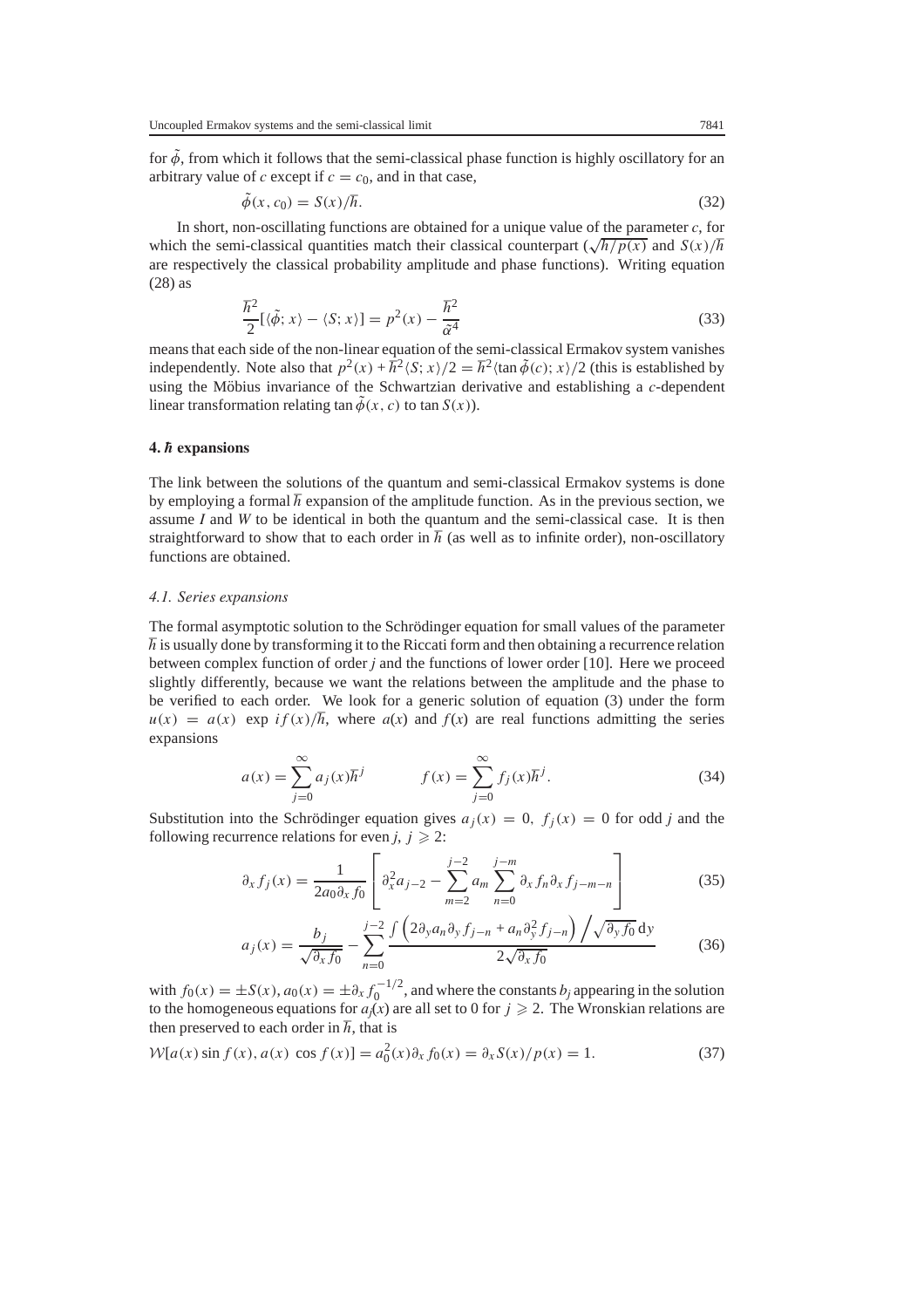for $\tilde{\phi}$, from which it follows that the semi-classical phase function is highly oscillatory for an arbitrary value of $c$ except if $c = c_0$, and in that case,

$$\tilde{\phi}(x, c_0) = S(x)/\overline{h}. \tag{32}$$

In short, non-oscillating functions are obtained for a unique value of the parameter $c$, for which the semi-classical quantities match their classical counterpart ($\sqrt{\overline{h}/p(x)}$ and $S(x)/\overline{h}$ are respectively the classical probability amplitude and phase functions). Writing equation (28) as

$$\frac{\overline{h}^2}{2}[\langle\tilde{\phi}; x\rangle - \langle S; x\rangle] = p^2(x) - \frac{\overline{h}^2}{\tilde{\alpha}^4} \tag{33}$$

means that each side of the non-linear equation of the semi-classical Ermakov system vanishes independently. Note also that $p^2(x) + \overline{h}^2\langle S; x\rangle/2 = \overline{h}^2\langle\tan\tilde{\phi}(c); x\rangle/2$ (this is established by using the Möbius invariance of the Schwartzian derivative and establishing a $c$-dependent linear transformation relating $\tan\tilde{\phi}(x, c)$ to $\tan S(x)$).

## 4. $\hbar$ expansions

The link between the solutions of the quantum and semi-classical Ermakov systems is done by employing a formal $\overline{h}$ expansion of the amplitude function. As in the previous section, we assume $I$ and $W$ to be identical in both the quantum and the semi-classical case. It is then straightforward to show that to each order in $\overline{h}$ (as well as to infinite order), non-oscillatory functions are obtained.

### 4.1. Series expansions

The formal asymptotic solution to the Schrödinger equation for small values of the parameter $\overline{h}$ is usually done by transforming it to the Riccati form and then obtaining a recurrence relation between complex function of order $j$ and the functions of lower order [10]. Here we proceed slightly differently, because we want the relations between the amplitude and the phase to be verified to each order. We look for a generic solution of equation (3) under the form $u(x) = a(x)\ \exp\ if(x)/\overline{h}$, where $a(x)$ and $f(x)$ are real functions admitting the series expansions

$$a(x) = \sum_{j=0}^{\infty} a_j(x)\overline{h}^j \qquad\qquad f(x) = \sum_{j=0}^{\infty} f_j(x)\overline{h}^j. \tag{34}$$

Substitution into the Schrödinger equation gives $a_j(x) = 0,\ f_j(x) = 0$ for odd $j$ and the following recurrence relations for even $j$, $j \geqslant 2$:

$$\partial_x f_j(x) = \frac{1}{2a_0\partial_x f_0}\left[\partial_x^2 a_{j-2} - \sum_{m=2}^{j-2} a_m \sum_{n=0}^{j-m} \partial_x f_n \partial_x f_{j-m-n}\right] \tag{35}$$

$$a_j(x) = \frac{b_j}{\sqrt{\partial_x f_0}} - \sum_{n=0}^{j-2} \frac{\int\left(2\partial_y a_n \partial_y f_{j-n} + a_n \partial_y^2 f_{j-n}\right)\Big/\sqrt{\partial_y f_0}\,\mathrm{d}y}{2\sqrt{\partial_x f_0}} \tag{36}$$

with $f_0(x) = \pm S(x)$, $a_0(x) = \pm\partial_x f_0^{-1/2}$, and where the constants $b_j$ appearing in the solution to the homogeneous equations for $a_j(x)$ are all set to 0 for $j \geqslant 2$. The Wronskian relations are then preserved to each order in $\overline{h}$, that is

$$\mathcal{W}[a(x)\sin f(x), a(x)\ \cos f(x)] = a_0^2(x)\partial_x f_0(x) = \partial_x S(x)/p(x) = 1. \tag{37}$$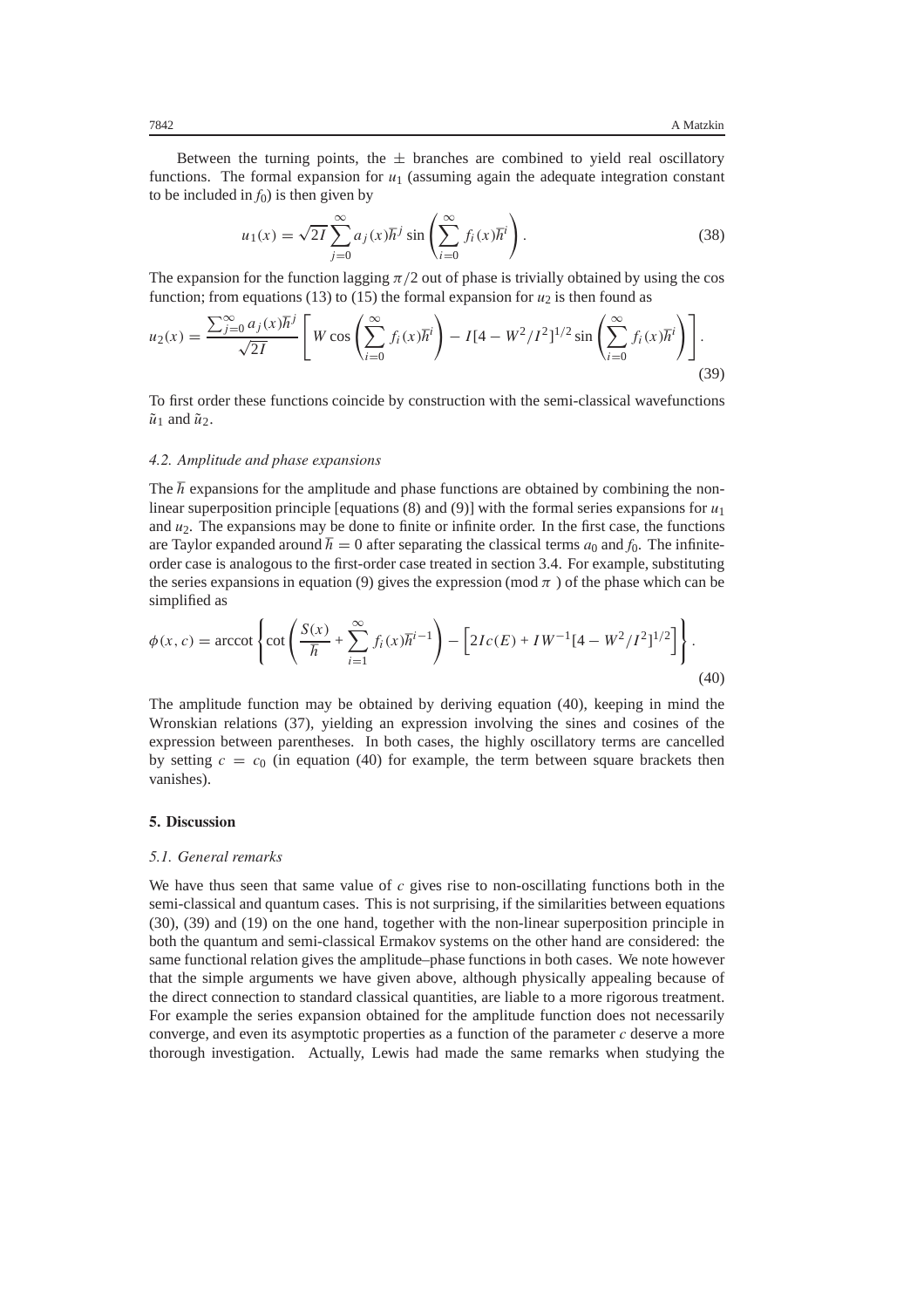Between the turning points, the $\pm$ branches are combined to yield real oscillatory functions. The formal expansion for $u_1$ (assuming again the adequate integration constant to be included in $f_0$) is then given by

$$u_1(x) = \sqrt{2I} \sum_{j=0}^{\infty} a_j(x)\overline{h}^j \sin\left(\sum_{i=0}^{\infty} f_i(x)\overline{h}^i\right). \tag{38}$$

The expansion for the function lagging $\pi/2$ out of phase is trivially obtained by using the cos function; from equations (13) to (15) the formal expansion for $u_2$ is then found as

$$u_2(x) = \frac{\sum_{j=0}^{\infty} a_j(x)\overline{h}^j}{\sqrt{2I}} \left[ W \cos\left(\sum_{i=0}^{\infty} f_i(x)\overline{h}^i\right) - I[4 - W^2/I^2]^{1/2} \sin\left(\sum_{i=0}^{\infty} f_i(x)\overline{h}^i\right)\right]. \tag{39}$$

To first order these functions coincide by construction with the semi-classical wavefunctions $\tilde{u}_1$ and $\tilde{u}_2$.

### *4.2. Amplitude and phase expansions*

The $\overline{h}$ expansions for the amplitude and phase functions are obtained by combining the non-linear superposition principle [equations (8) and (9)] with the formal series expansions for $u_1$ and $u_2$. The expansions may be done to finite or infinite order. In the first case, the functions are Taylor expanded around $\overline{h} = 0$ after separating the classical terms $a_0$ and $f_0$. The infinite-order case is analogous to the first-order case treated in section 3.4. For example, substituting the series expansions in equation (9) gives the expression (mod $\pi$ ) of the phase which can be simplified as

$$\phi(x, c) = \operatorname{arccot}\left\{ \cot\left(\frac{S(x)}{\overline{h}} + \sum_{i=1}^{\infty} f_i(x)\overline{h}^{i-1}\right) - \left[2Ic(E) + IW^{-1}[4 - W^2/I^2]^{1/2}\right]\right\}. \tag{40}$$

The amplitude function may be obtained by deriving equation (40), keeping in mind the Wronskian relations (37), yielding an expression involving the sines and cosines of the expression between parentheses. In both cases, the highly oscillatory terms are cancelled by setting $c = c_0$ (in equation (40) for example, the term between square brackets then vanishes).

## **5. Discussion**

### *5.1. General remarks*

We have thus seen that same value of $c$ gives rise to non-oscillating functions both in the semi-classical and quantum cases. This is not surprising, if the similarities between equations (30), (39) and (19) on the one hand, together with the non-linear superposition principle in both the quantum and semi-classical Ermakov systems on the other hand are considered: the same functional relation gives the amplitude–phase functions in both cases. We note however that the simple arguments we have given above, although physically appealing because of the direct connection to standard classical quantities, are liable to a more rigorous treatment. For example the series expansion obtained for the amplitude function does not necessarily converge, and even its asymptotic properties as a function of the parameter $c$ deserve a more thorough investigation. Actually, Lewis had made the same remarks when studying the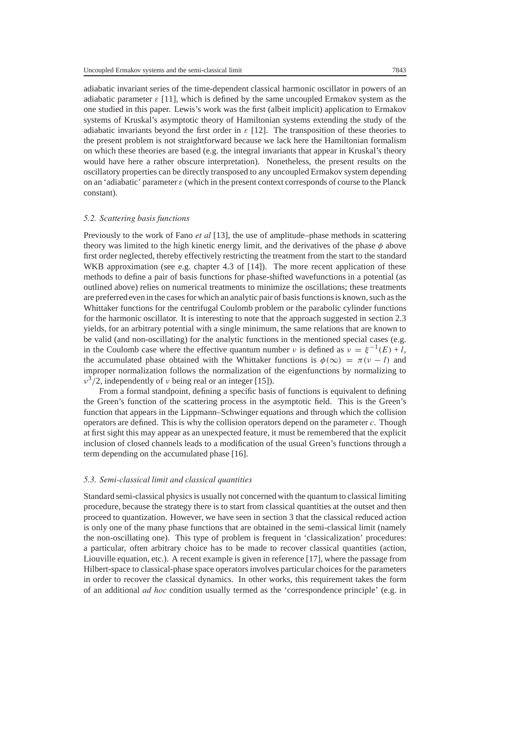adiabatic invariant series of the time-dependent classical harmonic oscillator in powers of an adiabatic parameter $\varepsilon$ [11], which is defined by the same uncoupled Ermakov system as the one studied in this paper. Lewis's work was the first (albeit implicit) application to Ermakov systems of Kruskal's asymptotic theory of Hamiltonian systems extending the study of the adiabatic invariants beyond the first order in $\varepsilon$ [12]. The transposition of these theories to the present problem is not straightforward because we lack here the Hamiltonian formalism on which these theories are based (e.g. the integral invariants that appear in Kruskal's theory would have here a rather obscure interpretation). Nonetheless, the present results on the oscillatory properties can be directly transposed to any uncoupled Ermakov system depending on an 'adiabatic' parameter $\varepsilon$ (which in the present context corresponds of course to the Planck constant).

### *5.2. Scattering basis functions*

Previously to the work of Fano *et al* [13], the use of amplitude–phase methods in scattering theory was limited to the high kinetic energy limit, and the derivatives of the phase $\phi$ above first order neglected, thereby effectively restricting the treatment from the start to the standard WKB approximation (see e.g. chapter 4.3 of [14]). The more recent application of these methods to define a pair of basis functions for phase-shifted wavefunctions in a potential (as outlined above) relies on numerical treatments to minimize the oscillations; these treatments are preferred even in the cases for which an analytic pair of basis functions is known, such as the Whittaker functions for the centrifugal Coulomb problem or the parabolic cylinder functions for the harmonic oscillator. It is interesting to note that the approach suggested in section 2.3 yields, for an arbitrary potential with a single minimum, the same relations that are known to be valid (and non-oscillating) for the analytic functions in the mentioned special cases (e.g. in the Coulomb case where the effective quantum number $\nu$ is defined as $\nu = \xi^{-1}(E) + l$, the accumulated phase obtained with the Whittaker functions is $\phi(\infty) = \pi(\nu - l)$ and improper normalization follows the normalization of the eigenfunctions by normalizing to $\nu^3/2$, independently of $\nu$ being real or an integer [15]).

From a formal standpoint, defining a specific basis of functions is equivalent to defining the Green's function of the scattering process in the asymptotic field. This is the Green's function that appears in the Lippmann–Schwinger equations and through which the collision operators are defined. This is why the collision operators depend on the parameter $c$. Though at first sight this may appear as an unexpected feature, it must be remembered that the explicit inclusion of closed channels leads to a modification of the usual Green's functions through a term depending on the accumulated phase [16].

### *5.3. Semi-classical limit and classical quantities*

Standard semi-classical physics is usually not concerned with the quantum to classical limiting procedure, because the strategy there is to start from classical quantities at the outset and then proceed to quantization. However, we have seen in section 3 that the classical reduced action is only one of the many phase functions that are obtained in the semi-classical limit (namely the non-oscillating one). This type of problem is frequent in 'classicalization' procedures: a particular, often arbitrary choice has to be made to recover classical quantities (action, Liouville equation, etc.). A recent example is given in reference [17], where the passage from Hilbert-space to classical-phase space operators involves particular choices for the parameters in order to recover the classical dynamics. In other works, this requirement takes the form of an additional *ad hoc* condition usually termed as the 'correspondence principle' (e.g. in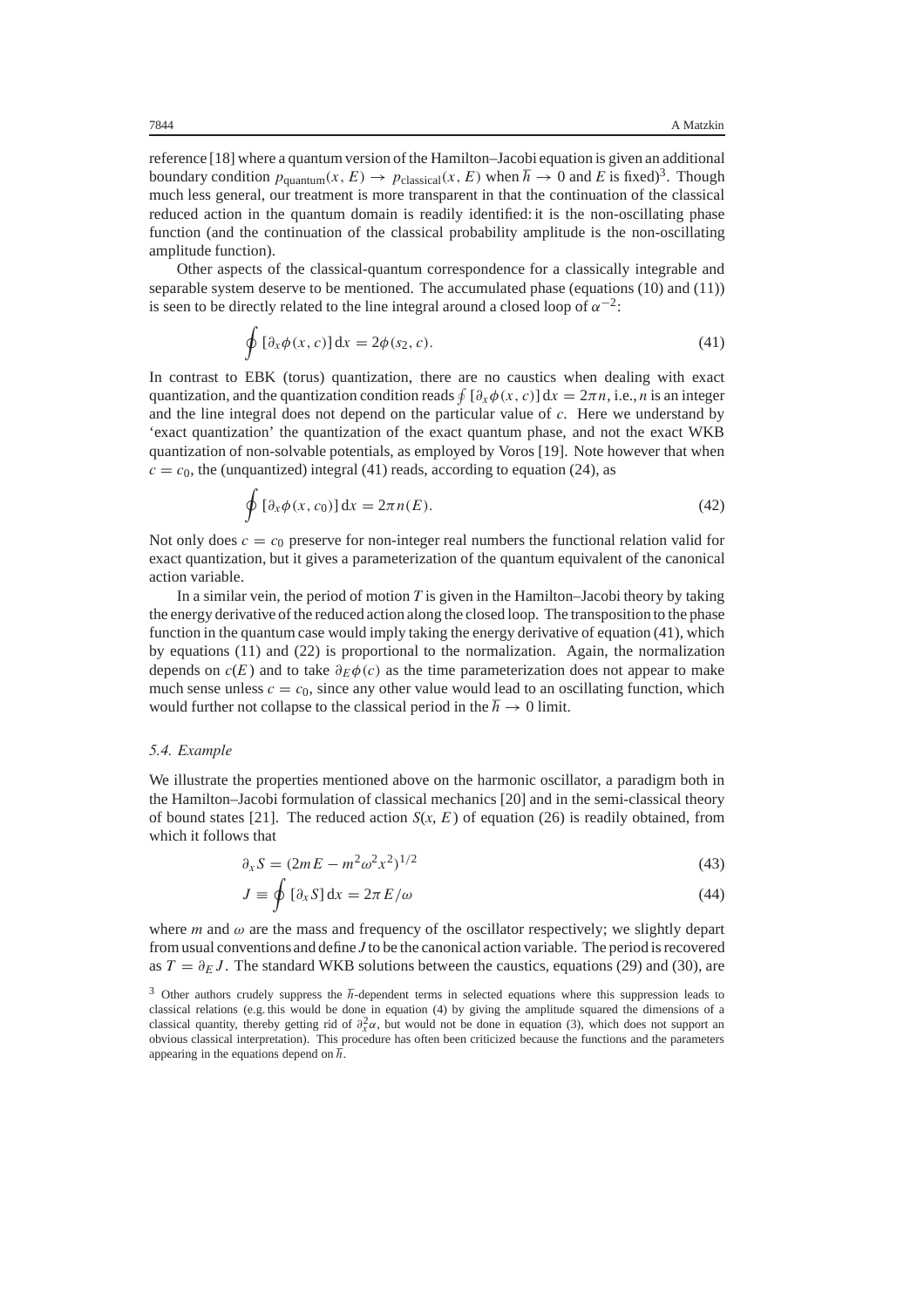reference [18] where a quantum version of the Hamilton–Jacobi equation is given an additional boundary condition $p_{\text{quantum}}(x, E) \to p_{\text{classical}}(x, E)$ when $\hbar \to 0$ and $E$ is fixed)[3]. Though much less general, our treatment is more transparent in that the continuation of the classical reduced action in the quantum domain is readily identified: it is the non-oscillating phase function (and the continuation of the classical probability amplitude is the non-oscillating amplitude function).

Other aspects of the classical-quantum correspondence for a classically integrable and separable system deserve to be mentioned. The accumulated phase (equations (10) and (11)) is seen to be directly related to the line integral around a closed loop of $\alpha^{-2}$:

$$\oint [\partial_x \phi(x, c)]\, \mathrm{d}x = 2\phi(s_2, c). \tag{41}$$

In contrast to EBK (torus) quantization, there are no caustics when dealing with exact quantization, and the quantization condition reads $\oint [\partial_x \phi(x, c)]\, \mathrm{d}x = 2\pi n$, i.e., $n$ is an integer and the line integral does not depend on the particular value of $c$. Here we understand by 'exact quantization' the quantization of the exact quantum phase, and not the exact WKB quantization of non-solvable potentials, as employed by Voros [19]. Note however that when $c = c_0$, the (unquantized) integral (41) reads, according to equation (24), as

$$\oint [\partial_x \phi(x, c_0)]\, \mathrm{d}x = 2\pi n(E). \tag{42}$$

Not only does $c = c_0$ preserve for non-integer real numbers the functional relation valid for exact quantization, but it gives a parameterization of the quantum equivalent of the canonical action variable.

In a similar vein, the period of motion $T$ is given in the Hamilton–Jacobi theory by taking the energy derivative of the reduced action along the closed loop. The transposition to the phase function in the quantum case would imply taking the energy derivative of equation (41), which by equations (11) and (22) is proportional to the normalization. Again, the normalization depends on $c(E)$ and to take $\partial_E \phi(c)$ as the time parameterization does not appear to make much sense unless $c = c_0$, since any other value would lead to an oscillating function, which would further not collapse to the classical period in the $\hbar \to 0$ limit.

### 5.4. Example

We illustrate the properties mentioned above on the harmonic oscillator, a paradigm both in the Hamilton–Jacobi formulation of classical mechanics [20] and in the semi-classical theory of bound states [21]. The reduced action $S(x, E)$ of equation (26) is readily obtained, from which it follows that

$$\partial_x S = (2mE - m^2\omega^2 x^2)^{1/2} \tag{43}$$

$$J \equiv \oint [\partial_x S]\, \mathrm{d}x = 2\pi E/\omega \tag{44}$$

where $m$ and $\omega$ are the mass and frequency of the oscillator respectively; we slightly depart from usual conventions and define $J$ to be the canonical action variable. The period is recovered as $T = \partial_E J$. The standard WKB solutions between the caustics, equations (29) and (30), are

[3] Other authors crudely suppress the $\hbar$-dependent terms in selected equations where this suppression leads to classical relations (e.g. this would be done in equation (4) by giving the amplitude squared the dimensions of a classical quantity, thereby getting rid of $\partial_x^2 \alpha$, but would not be done in equation (3), which does not support an obvious classical interpretation). This procedure has often been criticized because the functions and the parameters appearing in the equations depend on $\hbar$.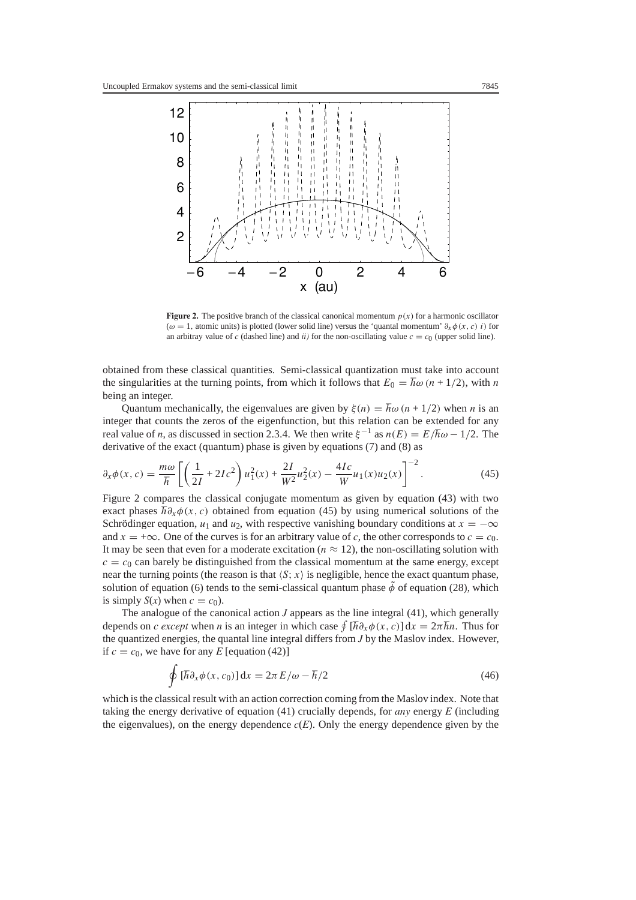**Figure 2.** The positive branch of the classical canonical momentum $p(x)$ for a harmonic oscillator ($\omega = 1$, atomic units) is plotted (lower solid line) versus the 'quantal momentum' $\partial_x \phi(x, c)$ *i)* for an arbitray value of $c$ (dashed line) and *ii)* for the non-oscillating value $c = c_0$ (upper solid line).

obtained from these classical quantities. Semi-classical quantization must take into account the singularities at the turning points, from which it follows that $E_0 = \hbar\omega\,(n + 1/2)$, with $n$ being an integer.

Quantum mechanically, the eigenvalues are given by $\xi(n) = \hbar\omega\,(n + 1/2)$ when $n$ is an integer that counts the zeros of the eigenfunction, but this relation can be extended for any real value of $n$, as discussed in section 2.3.4. We then write $\xi^{-1}$ as $n(E) = E/\hbar\omega - 1/2$. The derivative of the exact (quantum) phase is given by equations (7) and (8) as

$$\partial_x \phi(x, c) = \frac{m\omega}{\hbar}\left[\left(\frac{1}{2I} + 2Ic^2\right)u_1^2(x) + \frac{2I}{W^2}u_2^2(x) - \frac{4Ic}{W}u_1(x)u_2(x)\right]^{-2}. \tag{45}$$

Figure 2 compares the classical conjugate momentum as given by equation (43) with two exact phases $\hbar\partial_x \phi(x, c)$ obtained from equation (45) by using numerical solutions of the Schrödinger equation, $u_1$ and $u_2$, with respective vanishing boundary conditions at $x = -\infty$ and $x = +\infty$. One of the curves is for an arbitrary value of $c$, the other corresponds to $c = c_0$. It may be seen that even for a moderate excitation ($n \approx 12$), the non-oscillating solution with $c = c_0$ can barely be distinguished from the classical momentum at the same energy, except near the turning points (the reason is that $\langle S; x\rangle$ is negligible, hence the exact quantum phase, solution of equation (6) tends to the semi-classical quantum phase $\tilde{\phi}$ of equation (28), which is simply $S(x)$ when $c = c_0$).

The analogue of the canonical action $J$ appears as the line integral (41), which generally depends on $c$ *except* when $n$ is an integer in which case $\oint [\hbar\partial_x \phi(x, c)]\,\mathrm{d}x = 2\pi\hbar n$. Thus for the quantized energies, the quantal line integral differs from $J$ by the Maslov index. However, if $c = c_0$, we have for any $E$ [equation (42)]

$$\oint [\hbar\partial_x \phi(x, c_0)]\,\mathrm{d}x = 2\pi E/\omega - \hbar/2 \tag{46}$$

which is the classical result with an action correction coming from the Maslov index. Note that taking the energy derivative of equation (41) crucially depends, for *any* energy $E$ (including the eigenvalues), on the energy dependence $c(E)$. Only the energy dependence given by the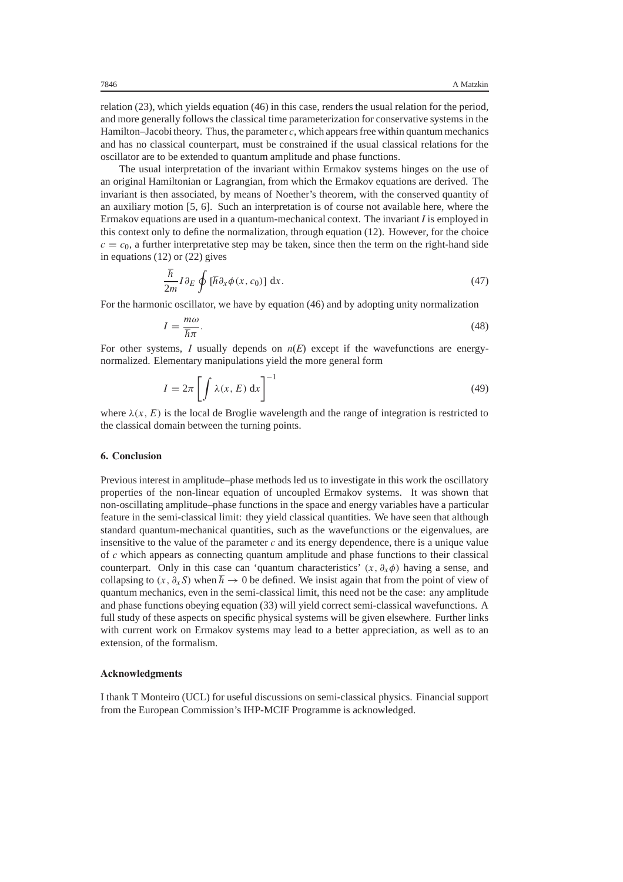relation (23), which yields equation (46) in this case, renders the usual relation for the period, and more generally follows the classical time parameterization for conservative systems in the Hamilton–Jacobi theory. Thus, the parameter $c$, which appears free within quantum mechanics and has no classical counterpart, must be constrained if the usual classical relations for the oscillator are to be extended to quantum amplitude and phase functions.

The usual interpretation of the invariant within Ermakov systems hinges on the use of an original Hamiltonian or Lagrangian, from which the Ermakov equations are derived. The invariant is then associated, by means of Noether's theorem, with the conserved quantity of an auxiliary motion [5, 6]. Such an interpretation is of course not available here, where the Ermakov equations are used in a quantum-mechanical context. The invariant $I$ is employed in this context only to define the normalization, through equation (12). However, for the choice $c = c_0$, a further interpretative step may be taken, since then the term on the right-hand side in equations (12) or (22) gives

$$\frac{\hbar}{2m} I \partial_E \oint [\hbar \partial_x \phi(x, c_0)] \, \mathrm{d}x. \tag{47}$$

For the harmonic oscillator, we have by equation (46) and by adopting unity normalization

$$I = \frac{m\omega}{\hbar\pi}. \tag{48}$$

For other systems, $I$ usually depends on $n(E)$ except if the wavefunctions are energy-normalized. Elementary manipulations yield the more general form

$$I = 2\pi \left[ \int \lambda(x, E) \, \mathrm{d}x \right]^{-1} \tag{49}$$

where $\lambda(x, E)$ is the local de Broglie wavelength and the range of integration is restricted to the classical domain between the turning points.

## 6. Conclusion

Previous interest in amplitude–phase methods led us to investigate in this work the oscillatory properties of the non-linear equation of uncoupled Ermakov systems. It was shown that non-oscillating amplitude–phase functions in the space and energy variables have a particular feature in the semi-classical limit: they yield classical quantities. We have seen that although standard quantum-mechanical quantities, such as the wavefunctions or the eigenvalues, are insensitive to the value of the parameter $c$ and its energy dependence, there is a unique value of $c$ which appears as connecting quantum amplitude and phase functions to their classical counterpart. Only in this case can 'quantum characteristics' $(x, \partial_x \phi)$ having a sense, and collapsing to $(x, \partial_x S)$ when $\hbar \to 0$ be defined. We insist again that from the point of view of quantum mechanics, even in the semi-classical limit, this need not be the case: any amplitude and phase functions obeying equation (33) will yield correct semi-classical wavefunctions. A full study of these aspects on specific physical systems will be given elsewhere. Further links with current work on Ermakov systems may lead to a better appreciation, as well as to an extension, of the formalism.

## Acknowledgments

I thank T Monteiro (UCL) for useful discussions on semi-classical physics. Financial support from the European Commission's IHP-MCIF Programme is acknowledged.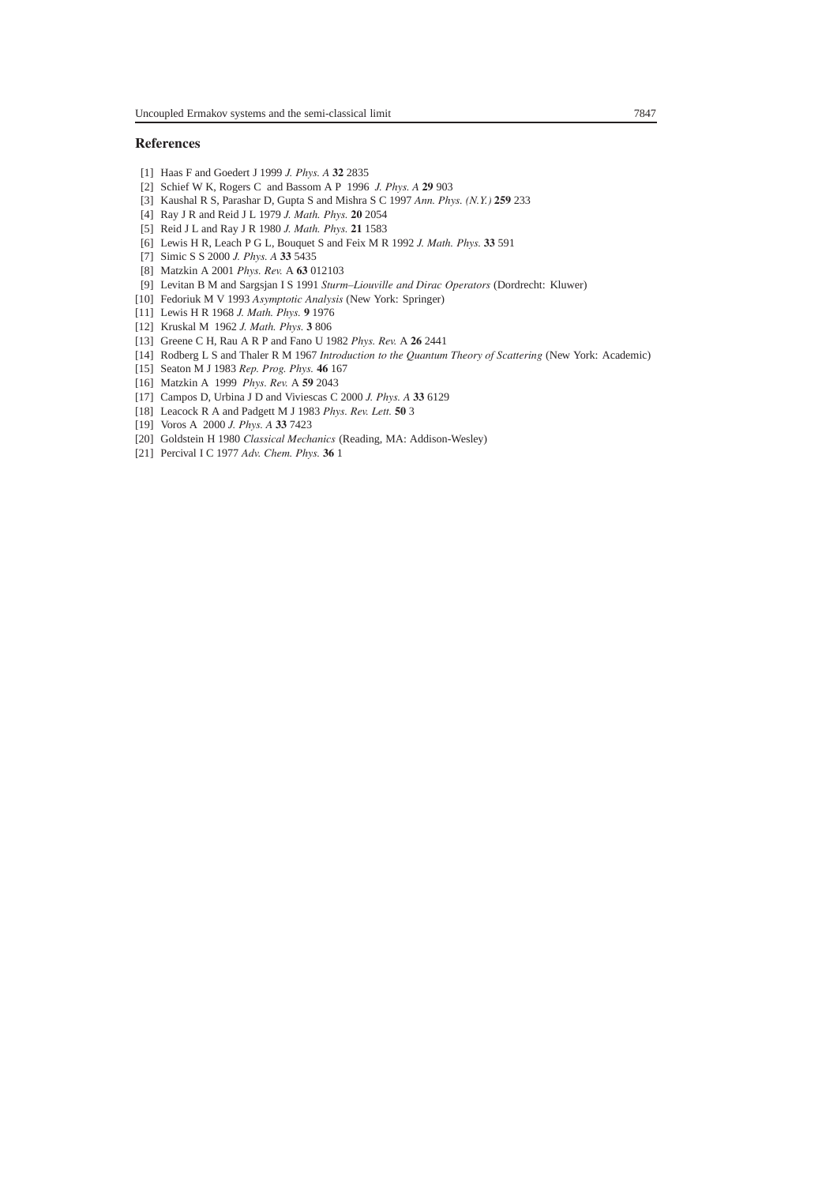## References

[1] Haas F and Goedert J 1999 *J. Phys. A* **32** 2835

[2] Schief W K, Rogers C and Bassom A P 1996 *J. Phys. A* **29** 903

[3] Kaushal R S, Parashar D, Gupta S and Mishra S C 1997 *Ann. Phys. (N.Y.)* **259** 233

[4] Ray J R and Reid J L 1979 *J. Math. Phys.* **20** 2054

[5] Reid J L and Ray J R 1980 *J. Math. Phys.* **21** 1583

[6] Lewis H R, Leach P G L, Bouquet S and Feix M R 1992 *J. Math. Phys.* **33** 591

[7] Simic S S 2000 *J. Phys. A* **33** 5435

[8] Matzkin A 2001 *Phys. Rev.* A **63** 012103

[9] Levitan B M and Sargsjan I S 1991 *Sturm–Liouville and Dirac Operators* (Dordrecht: Kluwer)

[10] Fedoriuk M V 1993 *Asymptotic Analysis* (New York: Springer)

[11] Lewis H R 1968 *J. Math. Phys.* **9** 1976

[12] Kruskal M 1962 *J. Math. Phys.* **3** 806

[13] Greene C H, Rau A R P and Fano U 1982 *Phys. Rev.* A **26** 2441

[14] Rodberg L S and Thaler R M 1967 *Introduction to the Quantum Theory of Scattering* (New York: Academic)

[15] Seaton M J 1983 *Rep. Prog. Phys.* **46** 167

[16] Matzkin A 1999 *Phys. Rev.* A **59** 2043

[17] Campos D, Urbina J D and Viviescas C 2000 *J. Phys. A* **33** 6129

[18] Leacock R A and Padgett M J 1983 *Phys. Rev. Lett.* **50** 3

[19] Voros A 2000 *J. Phys. A* **33** 7423

[20] Goldstein H 1980 *Classical Mechanics* (Reading, MA: Addison-Wesley)

[21] Percival I C 1977 *Adv. Chem. Phys.* **36** 1